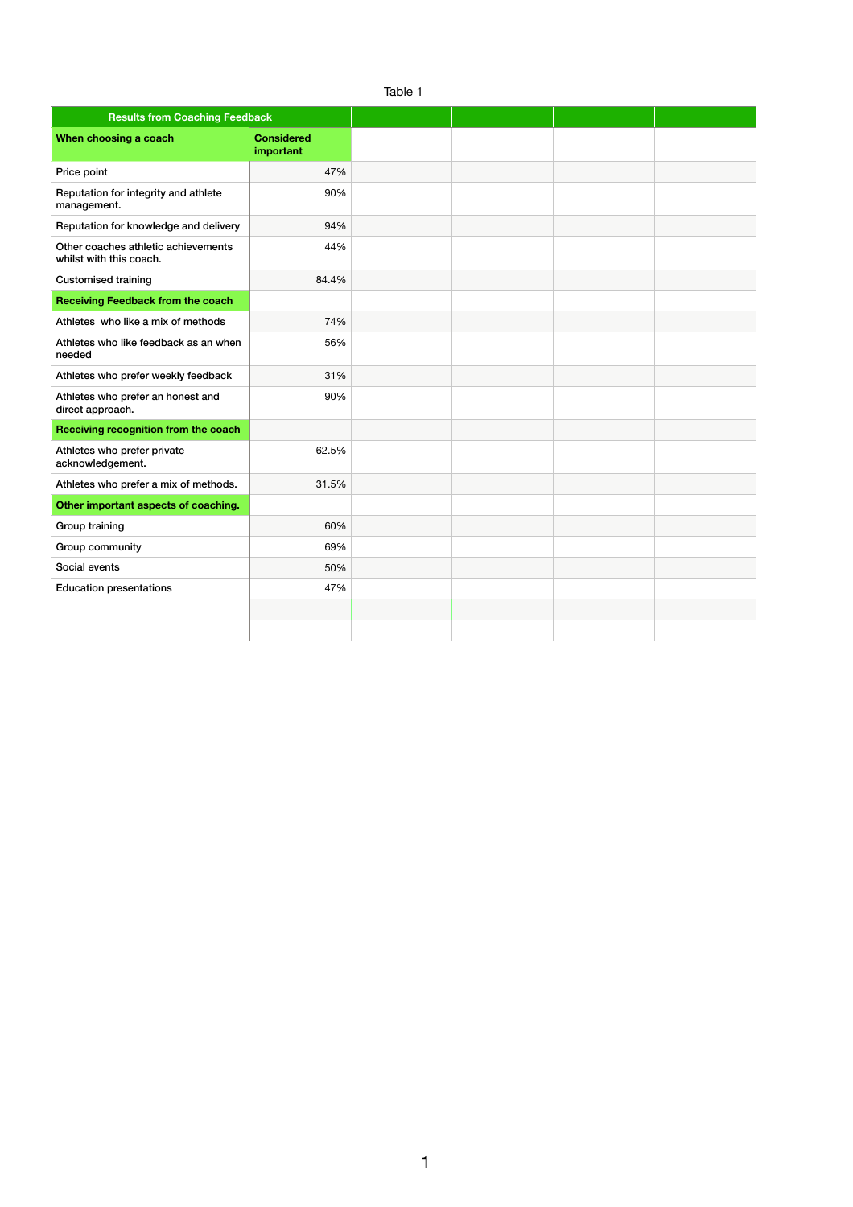Table 1

| Results from Coaching Feedback | | | | | |
|---|---|---|---|---|---|
| **When choosing a coach** | **Considered important** | | | | |
| Price point | 47% | | | | |
| Reputation for integrity and athlete management. | 90% | | | | |
| Reputation for knowledge and delivery | 94% | | | | |
| Other coaches athletic achievements whilst with this coach. | 44% | | | | |
| Customised training | 84.4% | | | | |
| **Receiving Feedback from the coach** | | | | | |
| Athletes who like a mix of methods | 74% | | | | |
| Athletes who like feedback as an when needed | 56% | | | | |
| Athletes who prefer weekly feedback | 31% | | | | |
| Athletes who prefer an honest and direct approach. | 90% | | | | |
| **Receiving recognition from the coach** | | | | | |
| Athletes who prefer private acknowledgement. | 62.5% | | | | |
| Athletes who prefer a mix of methods. | 31.5% | | | | |
| **Other important aspects of coaching.** | | | | | |
| Group training | 60% | | | | |
| Group community | 69% | | | | |
| Social events | 50% | | | | |
| Education presentations | 47% | | | | |
| | | | | | |
| | | | | | |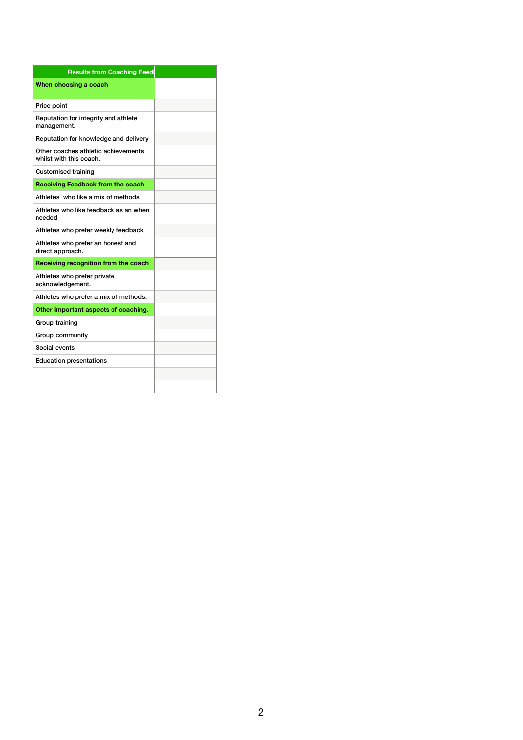| Results from Coaching Feedl | |
|---|---|
| **When choosing a coach** | |
| Price point | |
| Reputation for integrity and athlete management. | |
| Reputation for knowledge and delivery | |
| Other coaches athletic achievements whilst with this coach. | |
| Customised training | |
| **Receiving Feedback from the coach** | |
| Athletes who like a mix of methods | |
| Athletes who like feedback as an when needed | |
| Athletes who prefer weekly feedback | |
| Athletes who prefer an honest and direct approach. | |
| **Receiving recognition from the coach** | |
| Athletes who prefer private acknowledgement. | |
| Athletes who prefer a mix of methods. | |
| **Other important aspects of coaching.** | |
| Group training | |
| Group community | |
| Social events | |
| Education presentations | |
| | |
| | |